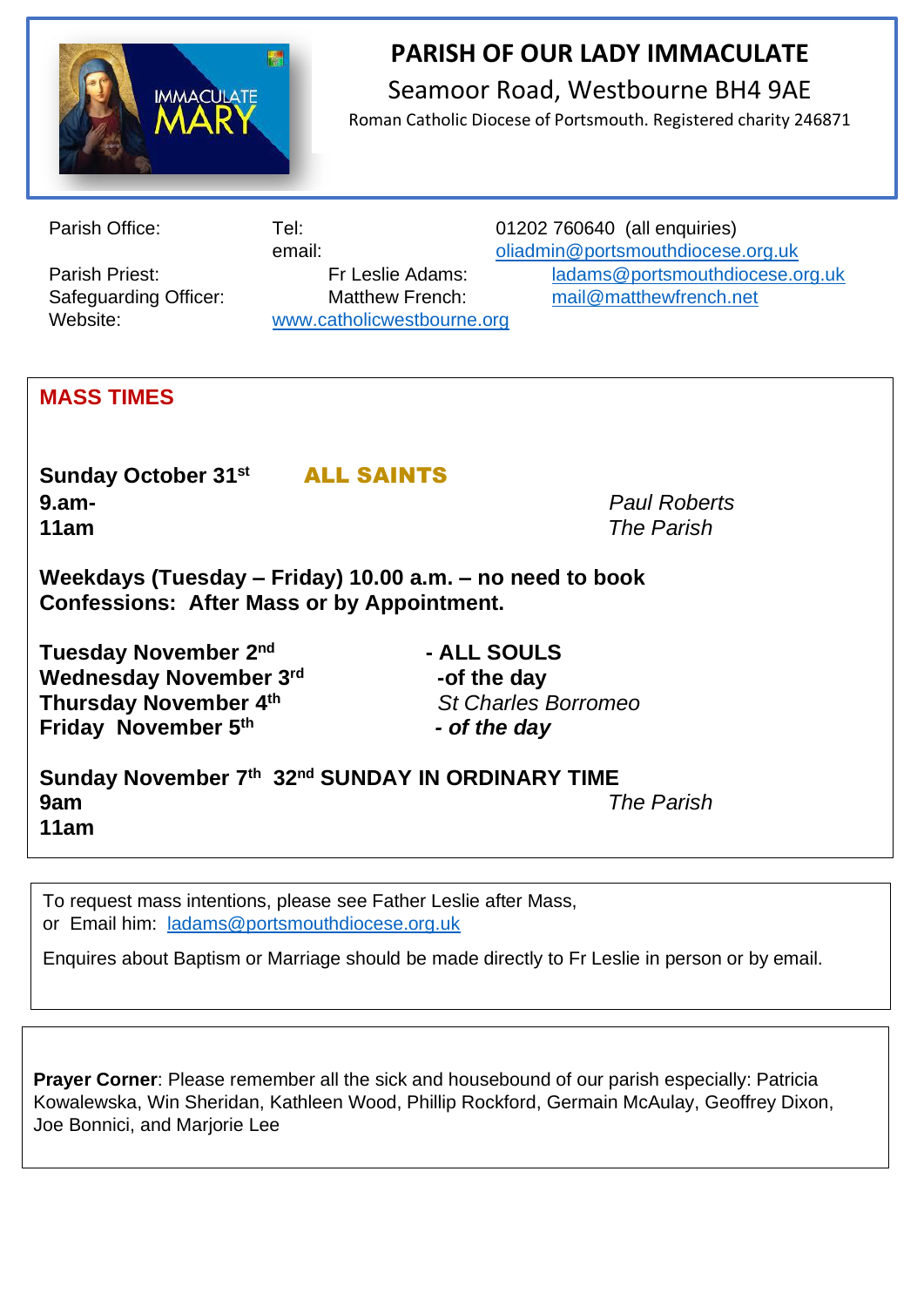# PARISH OF OUR LADY IMMACULATE

Seamoor Road, Westbourne BH4 9AE

Roman Catholic Diocese of Portsmouth. Registered charity 246871

| | | |
|---|---|---|
| Parish Office: | Tel: | 01202 760640 (all enquiries) |
| | email: | oliadmin@portsmouthdiocese.org.uk |
| Parish Priest: | Fr Leslie Adams: | ladams@portsmouthdiocese.org.uk |
| Safeguarding Officer: | Matthew French: | mail@matthewfrench.net |
| Website: | www.catholicwestbourne.org | |

## MASS TIMES

**Sunday October 31st** **ALL SAINTS**

**9.am-** *Paul Roberts*

**11am** *The Parish*

**Weekdays (Tuesday – Friday) 10.00 a.m. – no need to book**

**Confessions: After Mass or by Appointment.**

**Tuesday November 2nd** **- ALL SOULS**

**Wednesday November 3rd** **-of the day**

**Thursday November 4th** *St Charles Borromeo*

**Friday November 5th** ***- of the day***

**Sunday November 7th 32nd SUNDAY IN ORDINARY TIME**

**9am** *The Parish*

**11am**

To request mass intentions, please see Father Leslie after Mass, or Email him: ladams@portsmouthdiocese.org.uk

Enquires about Baptism or Marriage should be made directly to Fr Leslie in person or by email.

**Prayer Corner**: Please remember all the sick and housebound of our parish especially: Patricia Kowalewska, Win Sheridan, Kathleen Wood, Phillip Rockford, Germain McAulay, Geoffrey Dixon, Joe Bonnici, and Marjorie Lee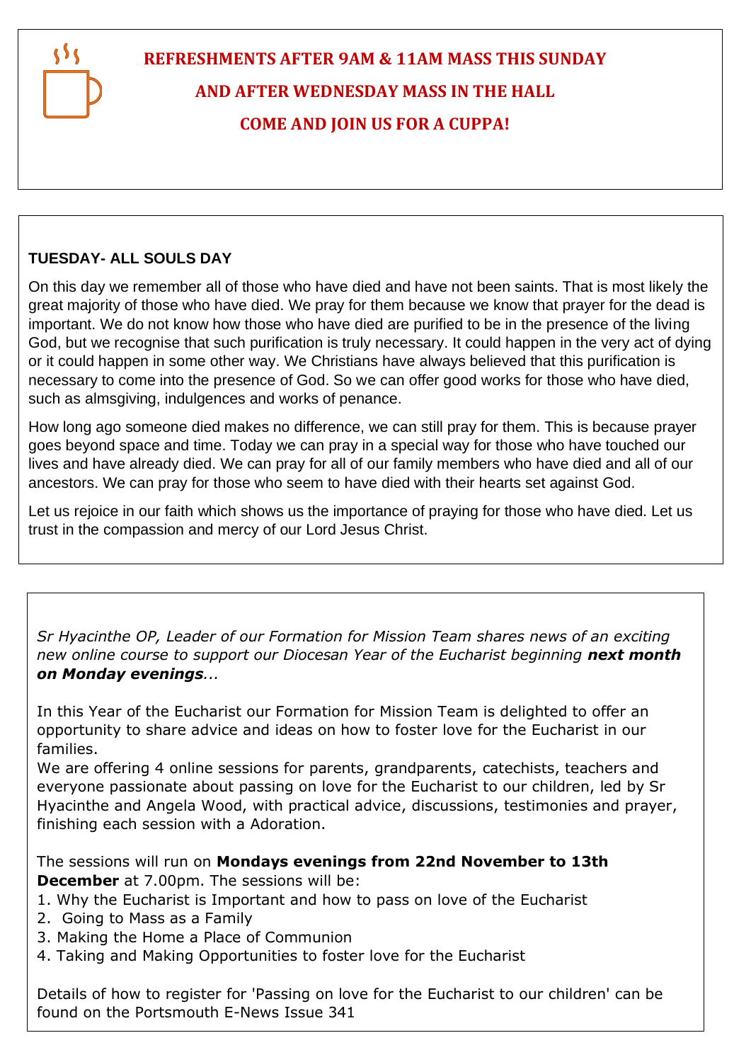**REFRESHMENTS AFTER 9AM & 11AM MASS THIS SUNDAY**

**AND AFTER WEDNESDAY MASS IN THE HALL**

**COME AND JOIN US FOR A CUPPA!**

**TUESDAY- ALL SOULS DAY**

On this day we remember all of those who have died and have not been saints. That is most likely the great majority of those who have died. We pray for them because we know that prayer for the dead is important. We do not know how those who have died are purified to be in the presence of the living God, but we recognise that such purification is truly necessary. It could happen in the very act of dying or it could happen in some other way. We Christians have always believed that this purification is necessary to come into the presence of God. So we can offer good works for those who have died, such as almsgiving, indulgences and works of penance.

How long ago someone died makes no difference, we can still pray for them. This is because prayer goes beyond space and time. Today we can pray in a special way for those who have touched our lives and have already died. We can pray for all of our family members who have died and all of our ancestors. We can pray for those who seem to have died with their hearts set against God.

Let us rejoice in our faith which shows us the importance of praying for those who have died. Let us trust in the compassion and mercy of our Lord Jesus Christ.

*Sr Hyacinthe OP, Leader of our Formation for Mission Team shares news of an exciting new online course to support our Diocesan Year of the Eucharist beginning* ***next month on Monday evenings****...*

In this Year of the Eucharist our Formation for Mission Team is delighted to offer an opportunity to share advice and ideas on how to foster love for the Eucharist in our families.
We are offering 4 online sessions for parents, grandparents, catechists, teachers and everyone passionate about passing on love for the Eucharist to our children, led by Sr Hyacinthe and Angela Wood, with practical advice, discussions, testimonies and prayer, finishing each session with a Adoration.

The sessions will run on **Mondays evenings from 22nd November to 13th December** at 7.00pm. The sessions will be:

1. Why the Eucharist is Important and how to pass on love of the Eucharist
2. Going to Mass as a Family
3. Making the Home a Place of Communion
4. Taking and Making Opportunities to foster love for the Eucharist

Details of how to register for 'Passing on love for the Eucharist to our children' can be found on the Portsmouth E-News Issue 341